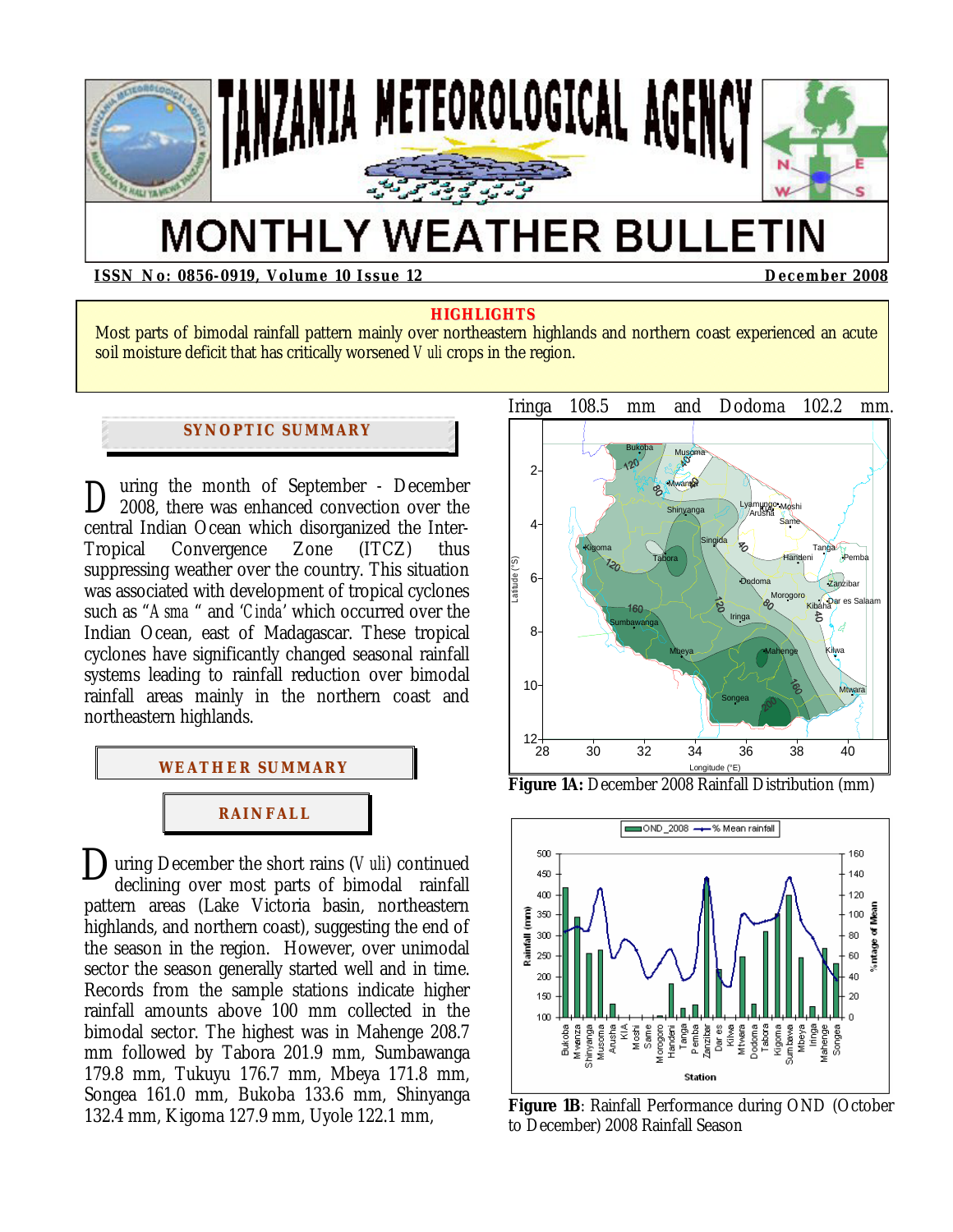# TANZANIA METEOROLOGICAL AGENCY

# MONTHLY WEATHER BULLETIN

**ISSN No: 0856-0919, Volume 10 Issue 12** **December 2008**

## HIGHLIGHTS

Most parts of bimodal rainfall pattern mainly over northeastern highlands and northern coast experienced an acute soil moisture deficit that has critically worsened *Vuli* crops in the region.

## SYNOPTIC SUMMARY

During the month of September - December 2008, there was enhanced convection over the central Indian Ocean which disorganized the Inter-Tropical Convergence Zone (ITCZ) thus suppressing weather over the country. This situation was associated with development of tropical cyclones such as "*Asma*" and '*Cinda*' which occurred over the Indian Ocean, east of Madagascar. These tropical cyclones have significantly changed seasonal rainfall systems leading to rainfall reduction over bimodal rainfall areas mainly in the northern coast and northeastern highlands.

## WEATHER SUMMARY

### RAINFALL

During December the short rains (*Vuli*) continued declining over most parts of bimodal rainfall pattern areas (Lake Victoria basin, northeastern highlands, and northern coast), suggesting the end of the season in the region. However, over unimodal sector the season generally started well and in time. Records from the sample stations indicate higher rainfall amounts above 100 mm collected in the bimodal sector. The highest was in Mahenge 208.7 mm followed by Tabora 201.9 mm, Sumbawanga 179.8 mm, Tukuyu 176.7 mm, Mbeya 171.8 mm, Songea 161.0 mm, Bukoba 133.6 mm, Shinyanga 132.4 mm, Kigoma 127.9 mm, Uyole 122.1 mm, Iringa 108.5 mm and Dodoma 102.2 mm.

**Figure 1A:** December 2008 Rainfall Distribution (mm)

**Figure 1B**: Rainfall Performance during OND (October to December) 2008 Rainfall Season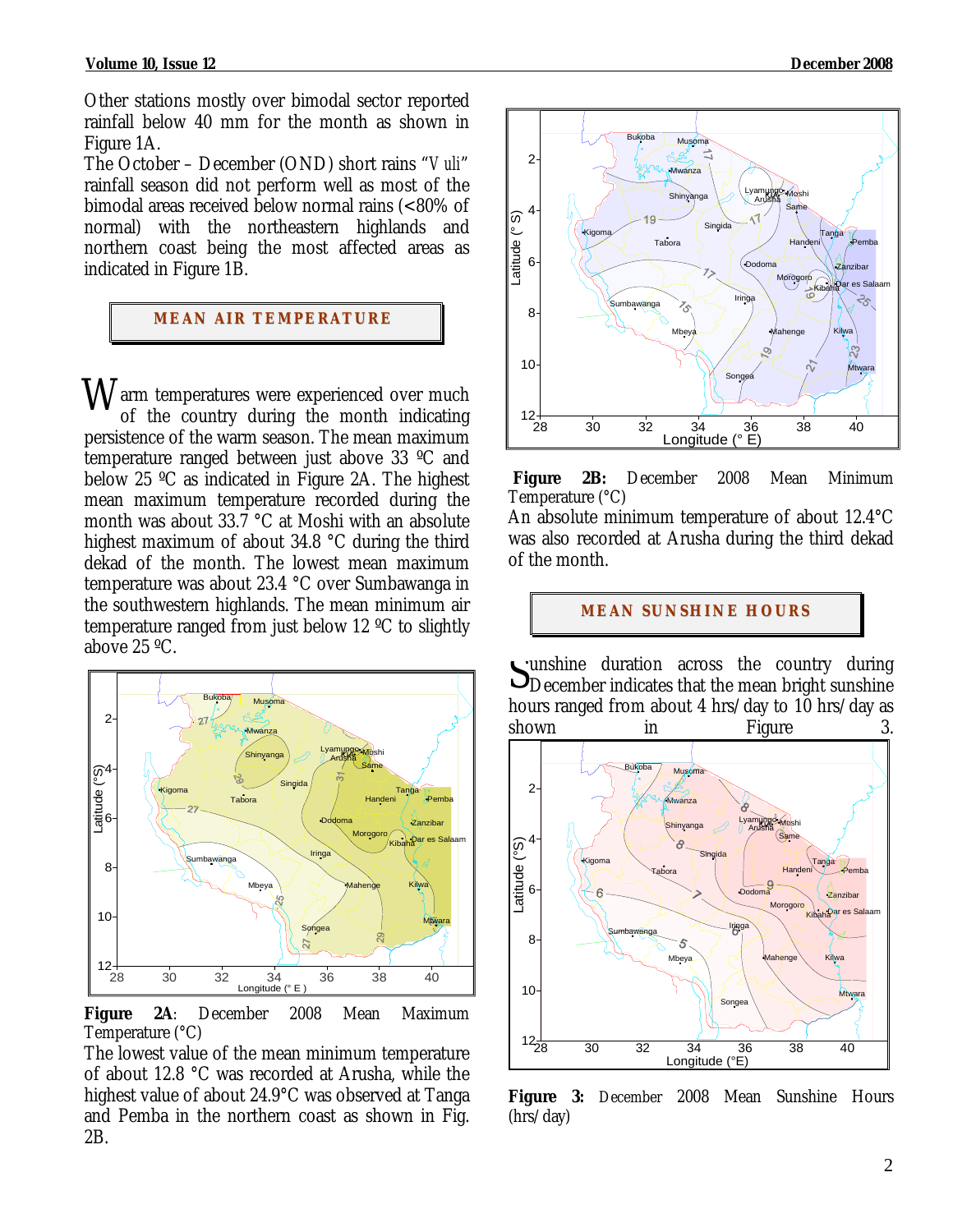Other stations mostly over bimodal sector reported rainfall below 40 mm for the month as shown in Figure 1A.

The October – December (OND) short rains "Vuli" rainfall season did not perform well as most of the bimodal areas received below normal rains (<80% of normal) with the northeastern highlands and northern coast being the most affected areas as indicated in Figure 1B.

## MEAN AIR TEMPERATURE

Warm temperatures were experienced over much of the country during the month indicating persistence of the warm season. The mean maximum temperature ranged between just above 33 ºC and below 25 ºC as indicated in Figure 2A. The highest mean maximum temperature recorded during the month was about 33.7 °C at Moshi with an absolute highest maximum of about 34.8 °C during the third dekad of the month. The lowest mean maximum temperature was about 23.4 °C over Sumbawanga in the southwestern highlands. The mean minimum air temperature ranged from just below 12 ºC to slightly above 25 ºC.

**Figure 2A**: December 2008 Mean Maximum Temperature (°C)

The lowest value of the mean minimum temperature of about 12.8 °C was recorded at Arusha, while the highest value of about 24.9°C was observed at Tanga and Pemba in the northern coast as shown in Fig. 2B.

**Figure 2B:** December 2008 Mean Minimum Temperature (°C)

An absolute minimum temperature of about 12.4°C was also recorded at Arusha during the third dekad of the month.

## MEAN SUNSHINE HOURS

Sunshine duration across the country during December indicates that the mean bright sunshine hours ranged from about 4 hrs/day to 10 hrs/day as shown in Figure 3.

**Figure 3:** December 2008 Mean Sunshine Hours (hrs/day)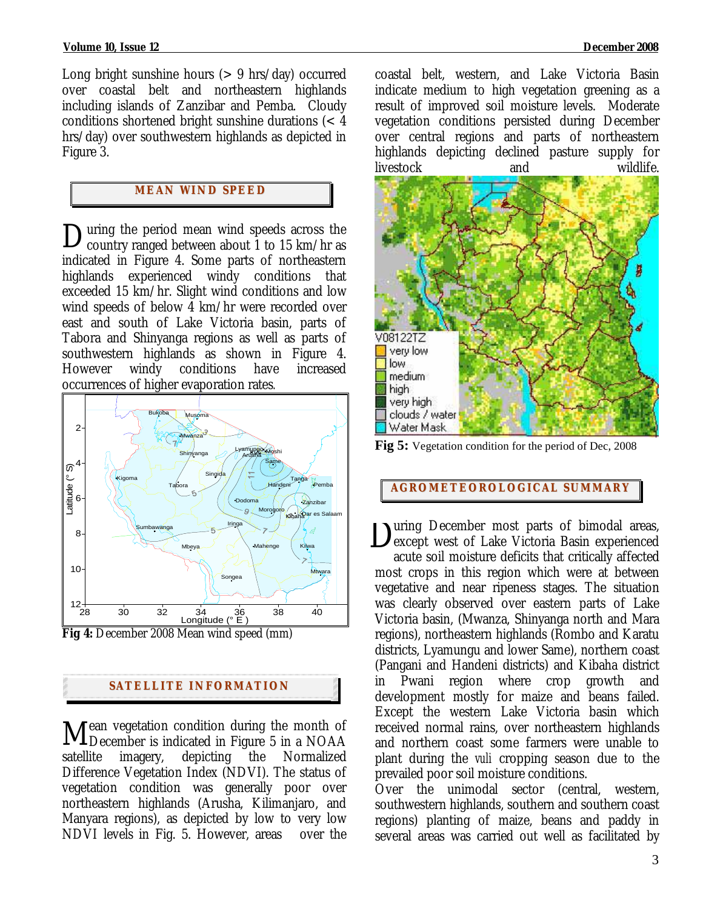Long bright sunshine hours (> 9 hrs/day) occurred over coastal belt and northeastern highlands including islands of Zanzibar and Pemba. Cloudy conditions shortened bright sunshine durations (< 4 hrs/day) over southwestern highlands as depicted in Figure 3.

## MEAN WIND SPEED

During the period mean wind speeds across the country ranged between about 1 to 15 km/hr as indicated in Figure 4. Some parts of northeastern highlands experienced windy conditions that exceeded 15 km/hr. Slight wind conditions and low wind speeds of below 4 km/hr were recorded over east and south of Lake Victoria basin, parts of Tabora and Shinyanga regions as well as parts of southwestern highlands as shown in Figure 4. However windy conditions have increased occurrences of higher evaporation rates.

**Fig 4:** December 2008 Mean wind speed (mm)

## SATELLITE INFORMATION

Mean vegetation condition during the month of December is indicated in Figure 5 in a NOAA satellite imagery, depicting the Normalized Difference Vegetation Index (NDVI). The status of vegetation condition was generally poor over northeastern highlands (Arusha, Kilimanjaro, and Manyara regions), as depicted by low to very low NDVI levels in Fig. 5. However, areas over the coastal belt, western, and Lake Victoria Basin indicate medium to high vegetation greening as a result of improved soil moisture levels. Moderate vegetation conditions persisted during December over central regions and parts of northeastern highlands depicting declined pasture supply for livestock and wildlife.

**Fig 5:** Vegetation condition for the period of Dec, 2008

## AGROMETEOROLOGICAL SUMMARY

During December most parts of bimodal areas, except west of Lake Victoria Basin experienced acute soil moisture deficits that critically affected most crops in this region which were at between vegetative and near ripeness stages. The situation was clearly observed over eastern parts of Lake Victoria basin, (Mwanza, Shinyanga north and Mara regions), northeastern highlands (Rombo and Karatu districts, Lyamungu and lower Same), northern coast (Pangani and Handeni districts) and Kibaha district in Pwani region where crop growth and development mostly for maize and beans failed. Except the western Lake Victoria basin which received normal rains, over northeastern highlands and northern coast some farmers were unable to plant during the *vuli* cropping season due to the prevailed poor soil moisture conditions.

Over the unimodal sector (central, western, southwestern highlands, southern and southern coast regions) planting of maize, beans and paddy in several areas was carried out well as facilitated by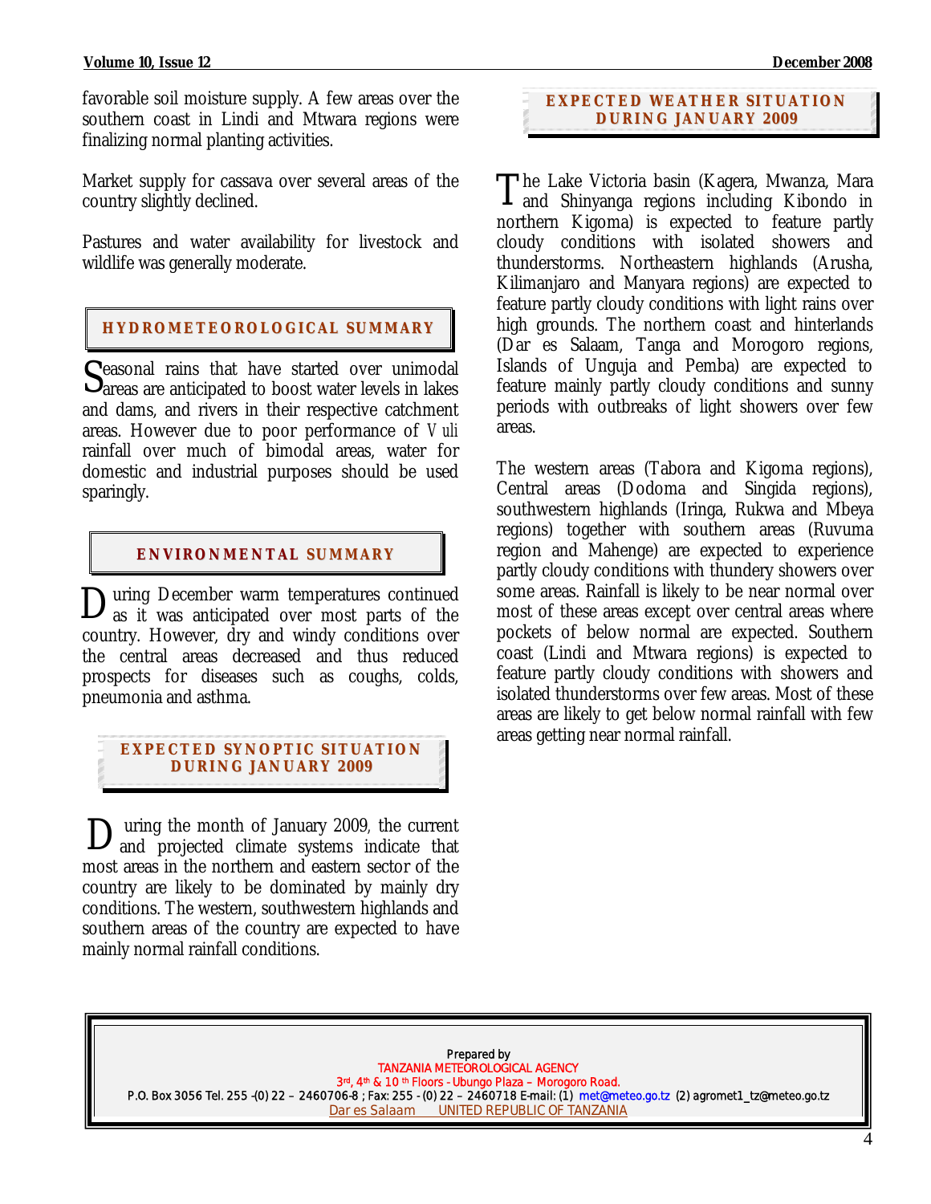favorable soil moisture supply. A few areas over the southern coast in Lindi and Mtwara regions were finalizing normal planting activities.

Market supply for cassava over several areas of the country slightly declined.

Pastures and water availability for livestock and wildlife was generally moderate.

## HYDROMETEOROLOGICAL SUMMARY

Seasonal rains that have started over unimodal areas are anticipated to boost water levels in lakes and dams, and rivers in their respective catchment areas. However due to poor performance of *Vuli* rainfall over much of bimodal areas, water for domestic and industrial purposes should be used sparingly.

## ENVIRONMENTAL SUMMARY

During December warm temperatures continued as it was anticipated over most parts of the country. However, dry and windy conditions over the central areas decreased and thus reduced prospects for diseases such as coughs, colds, pneumonia and asthma.

## EXPECTED SYNOPTIC SITUATION DURING JANUARY 2009

During the month of January 2009, the current and projected climate systems indicate that most areas in the northern and eastern sector of the country are likely to be dominated by mainly dry conditions. The western, southwestern highlands and southern areas of the country are expected to have mainly normal rainfall conditions.

## EXPECTED WEATHER SITUATION DURING JANUARY 2009

The Lake Victoria basin (Kagera, Mwanza, Mara and Shinyanga regions including Kibondo in northern Kigoma) is expected to feature partly cloudy conditions with isolated showers and thunderstorms. Northeastern highlands (Arusha, Kilimanjaro and Manyara regions) are expected to feature partly cloudy conditions with light rains over high grounds. The northern coast and hinterlands (Dar es Salaam, Tanga and Morogoro regions, Islands of Unguja and Pemba) are expected to feature mainly partly cloudy conditions and sunny periods with outbreaks of light showers over few areas.

The western areas (Tabora and Kigoma regions), Central areas (Dodoma and Singida regions), southwestern highlands (Iringa, Rukwa and Mbeya regions) together with southern areas (Ruvuma region and Mahenge) are expected to experience partly cloudy conditions with thundery showers over some areas. Rainfall is likely to be near normal over most of these areas except over central areas where pockets of below normal are expected. Southern coast (Lindi and Mtwara regions) is expected to feature partly cloudy conditions with showers and isolated thunderstorms over few areas. Most of these areas are likely to get below normal rainfall with few areas getting near normal rainfall.

Prepared by
TANZANIA METEOROLOGICAL AGENCY
3rd, 4th & 10th Floors - Ubungo Plaza – Morogoro Road.
P.O. Box 3056 Tel. 255 -(0) 22 – 2460706-8 ; Fax: 255 - (0) 22 – 2460718 E-mail: (1) met@meteo.go.tz (2) agromet1_tz@meteo.go.tz
Dar es Salaam UNITED REPUBLIC OF TANZANIA